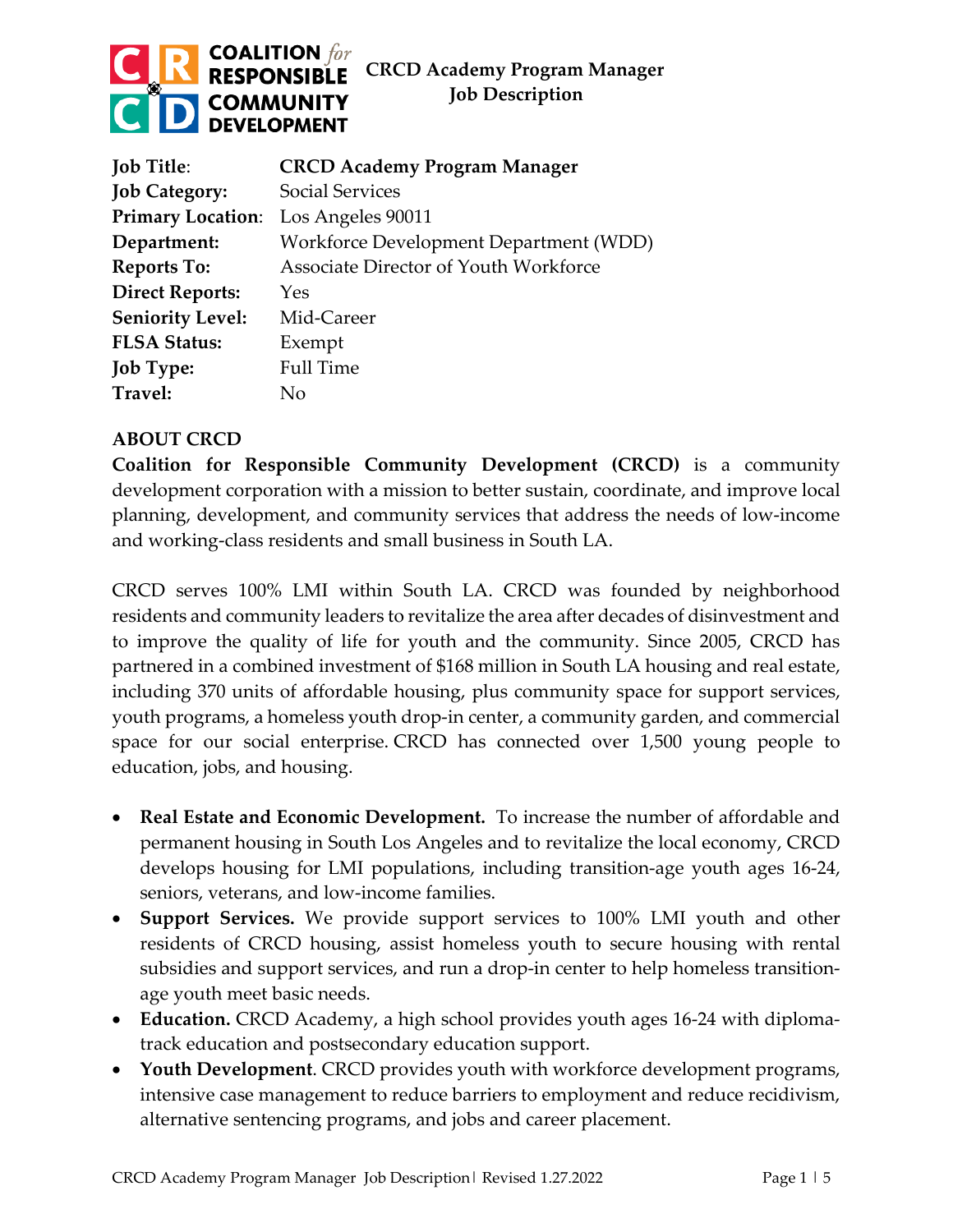# CRCD Academy Program Manager Job Description

| | |
|---|---|
| **Job Title**: | **CRCD Academy Program Manager** |
| **Job Category:** | Social Services |
| **Primary Location**: | Los Angeles 90011 |
| **Department:** | Workforce Development Department (WDD) |
| **Reports To:** | Associate Director of Youth Workforce |
| **Direct Reports:** | Yes |
| **Seniority Level:** | Mid-Career |
| **FLSA Status:** | Exempt |
| **Job Type:** | Full Time |
| **Travel:** | No |

## ABOUT CRCD

**Coalition for Responsible Community Development (CRCD)** is a community development corporation with a mission to better sustain, coordinate, and improve local planning, development, and community services that address the needs of low-income and working-class residents and small business in South LA.

CRCD serves 100% LMI within South LA. CRCD was founded by neighborhood residents and community leaders to revitalize the area after decades of disinvestment and to improve the quality of life for youth and the community. Since 2005, CRCD has partnered in a combined investment of $168 million in South LA housing and real estate, including 370 units of affordable housing, plus community space for support services, youth programs, a homeless youth drop-in center, a community garden, and commercial space for our social enterprise. CRCD has connected over 1,500 young people to education, jobs, and housing.

- **Real Estate and Economic Development.** To increase the number of affordable and permanent housing in South Los Angeles and to revitalize the local economy, CRCD develops housing for LMI populations, including transition-age youth ages 16-24, seniors, veterans, and low-income families.
- **Support Services.** We provide support services to 100% LMI youth and other residents of CRCD housing, assist homeless youth to secure housing with rental subsidies and support services, and run a drop-in center to help homeless transition-age youth meet basic needs.
- **Education.** CRCD Academy, a high school provides youth ages 16-24 with diploma-track education and postsecondary education support.
- **Youth Development**. CRCD provides youth with workforce development programs, intensive case management to reduce barriers to employment and reduce recidivism, alternative sentencing programs, and jobs and career placement.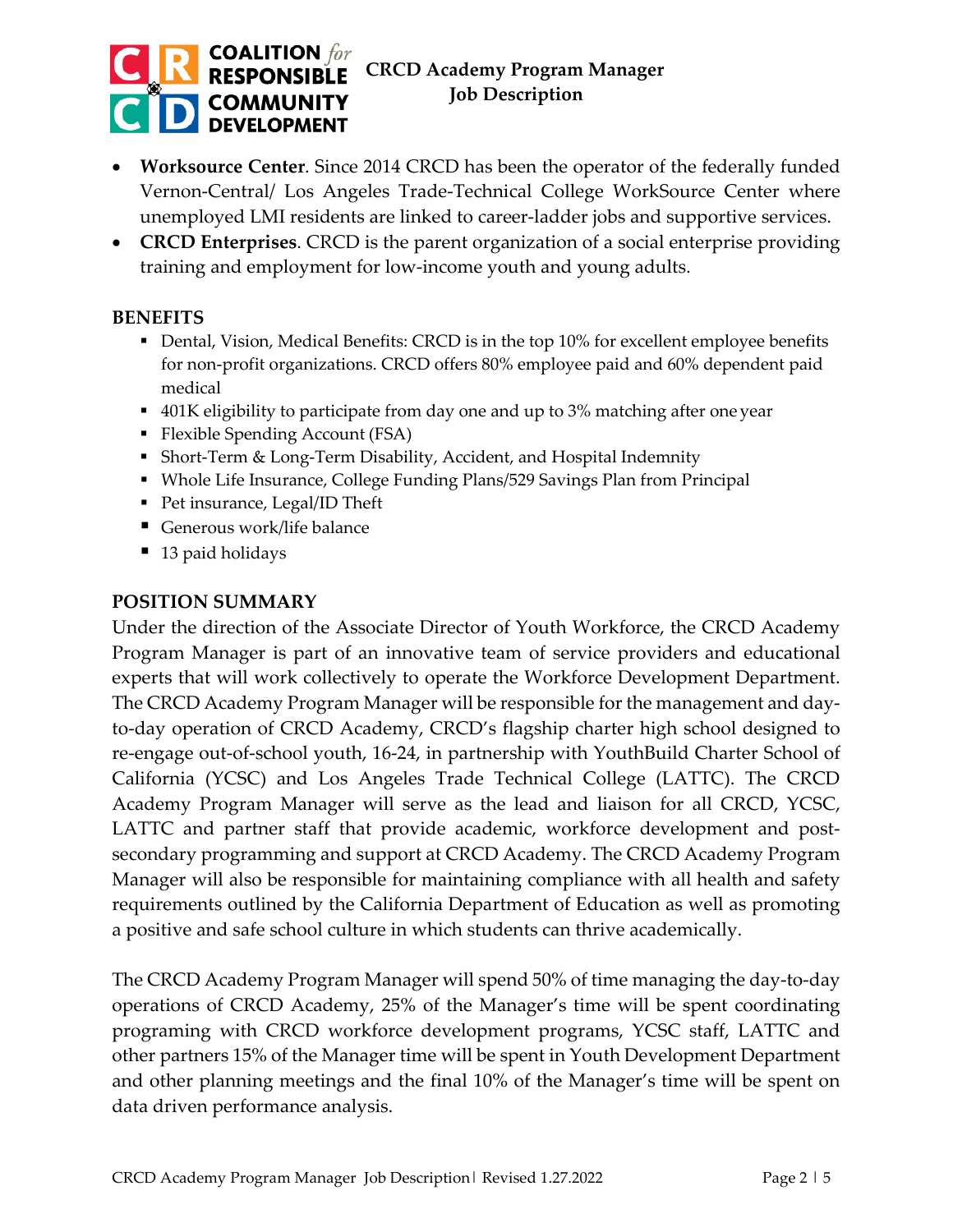- **Worksource Center**. Since 2014 CRCD has been the operator of the federally funded Vernon-Central/ Los Angeles Trade-Technical College WorkSource Center where unemployed LMI residents are linked to career-ladder jobs and supportive services.
- **CRCD Enterprises**. CRCD is the parent organization of a social enterprise providing training and employment for low-income youth and young adults.

## BENEFITS

- Dental, Vision, Medical Benefits: CRCD is in the top 10% for excellent employee benefits for non-profit organizations. CRCD offers 80% employee paid and 60% dependent paid medical
- 401K eligibility to participate from day one and up to 3% matching after one year
- Flexible Spending Account (FSA)
- Short-Term & Long-Term Disability, Accident, and Hospital Indemnity
- Whole Life Insurance, College Funding Plans/529 Savings Plan from Principal
- Pet insurance, Legal/ID Theft
- Generous work/life balance
- 13 paid holidays

## POSITION SUMMARY

Under the direction of the Associate Director of Youth Workforce, the CRCD Academy Program Manager is part of an innovative team of service providers and educational experts that will work collectively to operate the Workforce Development Department. The CRCD Academy Program Manager will be responsible for the management and day-to-day operation of CRCD Academy, CRCD's flagship charter high school designed to re-engage out-of-school youth, 16-24, in partnership with YouthBuild Charter School of California (YCSC) and Los Angeles Trade Technical College (LATTC). The CRCD Academy Program Manager will serve as the lead and liaison for all CRCD, YCSC, LATTC and partner staff that provide academic, workforce development and post-secondary programming and support at CRCD Academy. The CRCD Academy Program Manager will also be responsible for maintaining compliance with all health and safety requirements outlined by the California Department of Education as well as promoting a positive and safe school culture in which students can thrive academically.

The CRCD Academy Program Manager will spend 50% of time managing the day-to-day operations of CRCD Academy, 25% of the Manager's time will be spent coordinating programing with CRCD workforce development programs, YCSC staff, LATTC and other partners 15% of the Manager time will be spent in Youth Development Department and other planning meetings and the final 10% of the Manager's time will be spent on data driven performance analysis.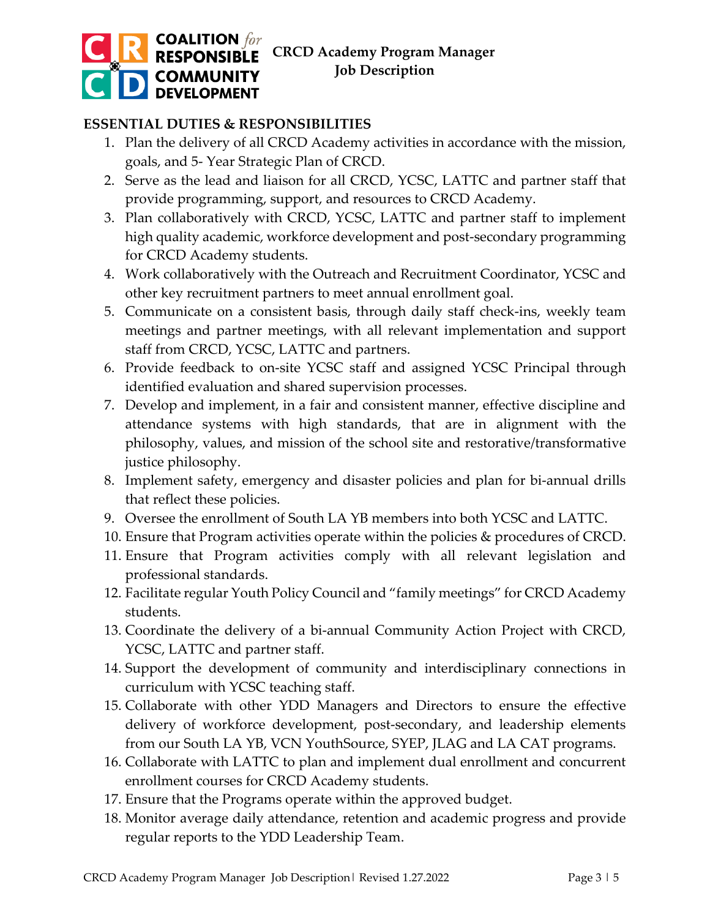## ESSENTIAL DUTIES & RESPONSIBILITIES

1. Plan the delivery of all CRCD Academy activities in accordance with the mission, goals, and 5- Year Strategic Plan of CRCD.
2. Serve as the lead and liaison for all CRCD, YCSC, LATTC and partner staff that provide programming, support, and resources to CRCD Academy.
3. Plan collaboratively with CRCD, YCSC, LATTC and partner staff to implement high quality academic, workforce development and post-secondary programming for CRCD Academy students.
4. Work collaboratively with the Outreach and Recruitment Coordinator, YCSC and other key recruitment partners to meet annual enrollment goal.
5. Communicate on a consistent basis, through daily staff check-ins, weekly team meetings and partner meetings, with all relevant implementation and support staff from CRCD, YCSC, LATTC and partners.
6. Provide feedback to on-site YCSC staff and assigned YCSC Principal through identified evaluation and shared supervision processes.
7. Develop and implement, in a fair and consistent manner, effective discipline and attendance systems with high standards, that are in alignment with the philosophy, values, and mission of the school site and restorative/transformative justice philosophy.
8. Implement safety, emergency and disaster policies and plan for bi-annual drills that reflect these policies.
9. Oversee the enrollment of South LA YB members into both YCSC and LATTC.
10. Ensure that Program activities operate within the policies & procedures of CRCD.
11. Ensure that Program activities comply with all relevant legislation and professional standards.
12. Facilitate regular Youth Policy Council and "family meetings" for CRCD Academy students.
13. Coordinate the delivery of a bi-annual Community Action Project with CRCD, YCSC, LATTC and partner staff.
14. Support the development of community and interdisciplinary connections in curriculum with YCSC teaching staff.
15. Collaborate with other YDD Managers and Directors to ensure the effective delivery of workforce development, post-secondary, and leadership elements from our South LA YB, VCN YouthSource, SYEP, JLAG and LA CAT programs.
16. Collaborate with LATTC to plan and implement dual enrollment and concurrent enrollment courses for CRCD Academy students.
17. Ensure that the Programs operate within the approved budget.
18. Monitor average daily attendance, retention and academic progress and provide regular reports to the YDD Leadership Team.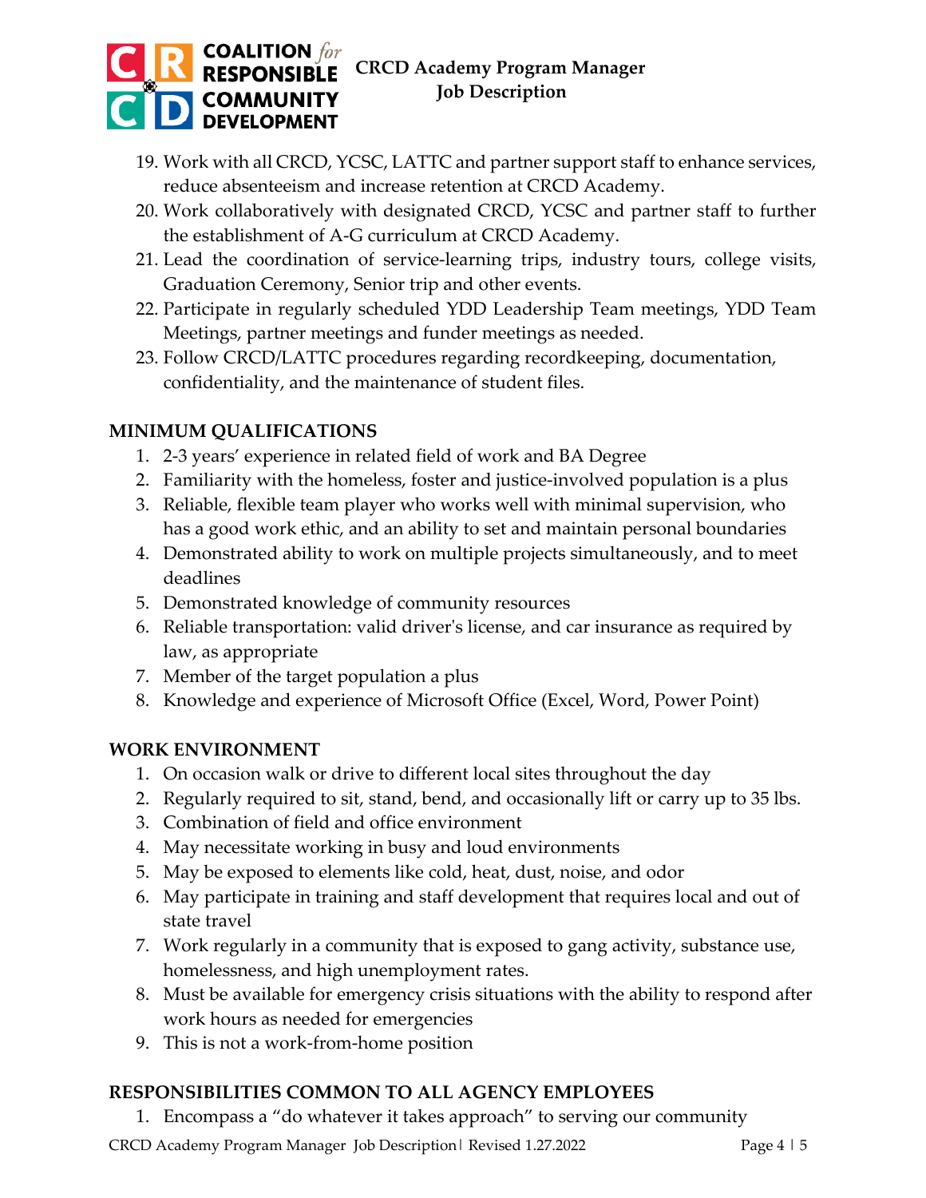19. Work with all CRCD, YCSC, LATTC and partner support staff to enhance services, reduce absenteeism and increase retention at CRCD Academy.
20. Work collaboratively with designated CRCD, YCSC and partner staff to further the establishment of A-G curriculum at CRCD Academy.
21. Lead the coordination of service-learning trips, industry tours, college visits, Graduation Ceremony, Senior trip and other events.
22. Participate in regularly scheduled YDD Leadership Team meetings, YDD Team Meetings, partner meetings and funder meetings as needed.
23. Follow CRCD/LATTC procedures regarding recordkeeping, documentation, confidentiality, and the maintenance of student files.

## MINIMUM QUALIFICATIONS

1. 2-3 years' experience in related field of work and BA Degree
2. Familiarity with the homeless, foster and justice-involved population is a plus
3. Reliable, flexible team player who works well with minimal supervision, who has a good work ethic, and an ability to set and maintain personal boundaries
4. Demonstrated ability to work on multiple projects simultaneously, and to meet deadlines
5. Demonstrated knowledge of community resources
6. Reliable transportation: valid driver's license, and car insurance as required by law, as appropriate
7. Member of the target population a plus
8. Knowledge and experience of Microsoft Office (Excel, Word, Power Point)

## WORK ENVIRONMENT

1. On occasion walk or drive to different local sites throughout the day
2. Regularly required to sit, stand, bend, and occasionally lift or carry up to 35 lbs.
3. Combination of field and office environment
4. May necessitate working in busy and loud environments
5. May be exposed to elements like cold, heat, dust, noise, and odor
6. May participate in training and staff development that requires local and out of state travel
7. Work regularly in a community that is exposed to gang activity, substance use, homelessness, and high unemployment rates.
8. Must be available for emergency crisis situations with the ability to respond after work hours as needed for emergencies
9. This is not a work-from-home position

## RESPONSIBILITIES COMMON TO ALL AGENCY EMPLOYEES

1. Encompass a "do whatever it takes approach" to serving our community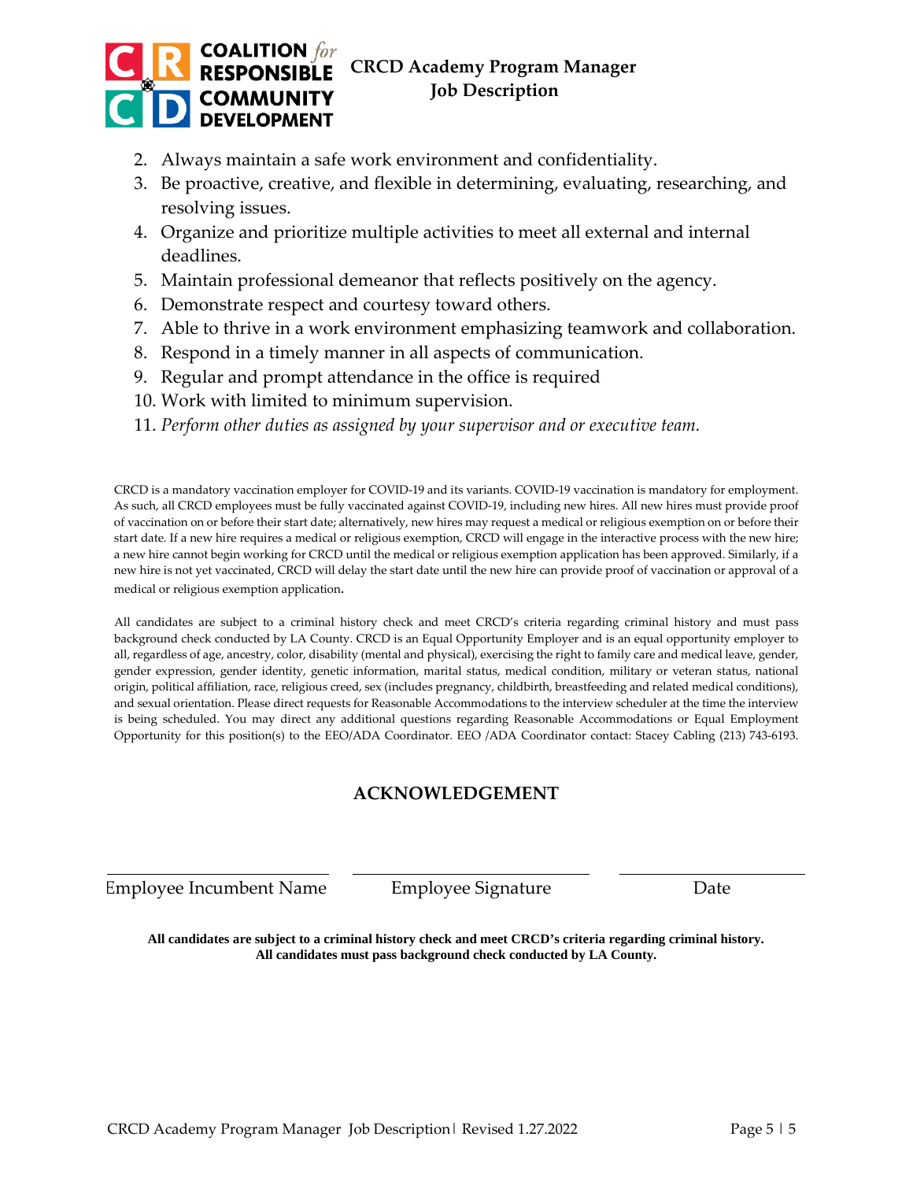2. Always maintain a safe work environment and confidentiality.
3. Be proactive, creative, and flexible in determining, evaluating, researching, and resolving issues.
4. Organize and prioritize multiple activities to meet all external and internal deadlines.
5. Maintain professional demeanor that reflects positively on the agency.
6. Demonstrate respect and courtesy toward others.
7. Able to thrive in a work environment emphasizing teamwork and collaboration.
8. Respond in a timely manner in all aspects of communication.
9. Regular and prompt attendance in the office is required
10. Work with limited to minimum supervision.
11. *Perform other duties as assigned by your supervisor and or executive team.*

CRCD is a mandatory vaccination employer for COVID-19 and its variants. COVID-19 vaccination is mandatory for employment. As such, all CRCD employees must be fully vaccinated against COVID-19, including new hires. All new hires must provide proof of vaccination on or before their start date; alternatively, new hires may request a medical or religious exemption on or before their start date. If a new hire requires a medical or religious exemption, CRCD will engage in the interactive process with the new hire; a new hire cannot begin working for CRCD until the medical or religious exemption application has been approved. Similarly, if a new hire is not yet vaccinated, CRCD will delay the start date until the new hire can provide proof of vaccination or approval of a medical or religious exemption application.

All candidates are subject to a criminal history check and meet CRCD's criteria regarding criminal history and must pass background check conducted by LA County. CRCD is an Equal Opportunity Employer and is an equal opportunity employer to all, regardless of age, ancestry, color, disability (mental and physical), exercising the right to family care and medical leave, gender, gender expression, gender identity, genetic information, marital status, medical condition, military or veteran status, national origin, political affiliation, race, religious creed, sex (includes pregnancy, childbirth, breastfeeding and related medical conditions), and sexual orientation. Please direct requests for Reasonable Accommodations to the interview scheduler at the time the interview is being scheduled. You may direct any additional questions regarding Reasonable Accommodations or Equal Employment Opportunity for this position(s) to the EEO/ADA Coordinator. EEO /ADA Coordinator contact: Stacey Cabling (213) 743-6193.

## ACKNOWLEDGEMENT

| | | |
|---|---|---|
| \_\_\_\_\_\_\_\_\_\_\_\_\_\_\_\_\_\_\_\_ | \_\_\_\_\_\_\_\_\_\_\_\_\_\_\_\_\_\_\_\_ | \_\_\_\_\_\_\_\_\_\_\_\_\_\_\_\_ |
| Employee Incumbent Name | Employee Signature | Date |

**All candidates are subject to a criminal history check and meet CRCD's criteria regarding criminal history. All candidates must pass background check conducted by LA County.**